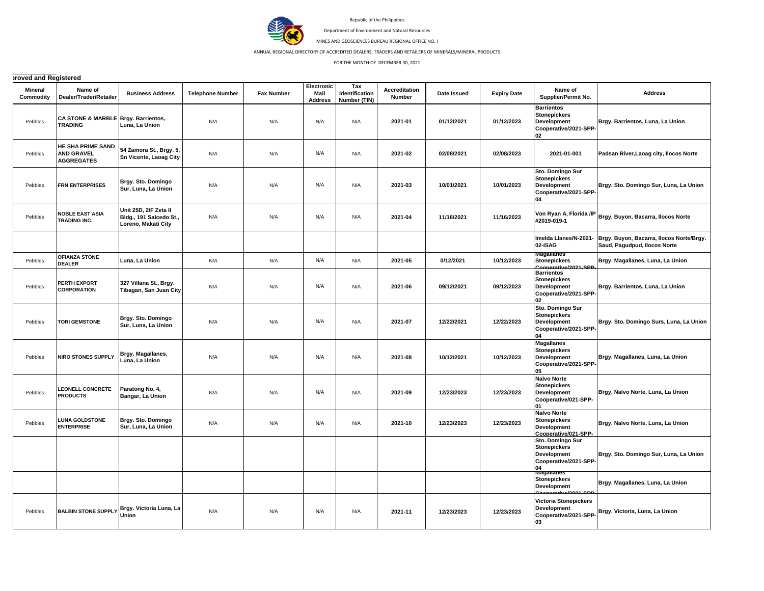Republic of the Philippines

Department of Environment and Natural Resources

MINES AND GEOSCIENCES BUREAU REGIONAL OFFICE NO. I

ANNUAL REGIONAL DIRECTORY OF ACCREDITED DEALERS, TRADERS AND RETAILERS OF MINERALS/MINERAL PRODUCTS

FOR THE MONTH OF DECEMBER 30, 2021

**›roved and Registered**

| Mineral Commodity | Name of Dealer/Trader/Retailer | Business Address | Telephone Number | Fax Number | Electronic Mail Address | Tax Identification Number (TIN) | Accreditation Number | Date Issued | Expiry Date | Name of Supplier/Permit No. | Address |
|---|---|---|---|---|---|---|---|---|---|---|---|
| Pebbles | **CA STONE & MARBLE TRADING** | **Brgy. Barrientos, Luna, La Union** | N/A | N/A | N/A | N/A | **2021-01** | **01/12/2021** | **01/12/2023** | **Barrientos Stonepickers Development Cooperative/2021-SPP-02** | **Brgy. Barrientos, Luna, La Union** |
| Pebbles | **HE SHA PRIME SAND AND GRAVEL AGGREGATES** | **54 Zamora St., Brgy. 5, Sn Vicente, Laoag City** | N/A | N/A | N/A | N/A | **2021-02** | **02/08/2021** | **02/08/2023** | **2021-01-001** | **Padsan River,Laoag city, Ilocos Norte** |
| Pebbles | **FRN ENTERPRISES** | **Brgy. Sto. Domingo Sur, Luna, La Union** | N/A | N/A | N/A | N/A | **2021-03** | **10/01/2021** | **10/01/2023** | **Sto. Domingo Sur Stonepickers Development Cooperative/2021-SPP-04** | **Brgy. Sto. Domingo Sur, Luna, La Union** |
| Pebbles | **NOBLE EAST ASIA TRADING INC.** | **Unit 25D, 2/F Zeta II Bldg., 191 Salcedo St., Loreno, Makati City** | N/A | N/A | N/A | N/A | **2021-04** | **11/16/2021** | **11/16/2023** | **Von Ryan A, Florida /IP #2019-019-1** | **Brgy. Buyon, Bacarra, Ilocos Norte** |
| | | | | | | | | | | **Imelda Llanes/N-2021-02-ISAG** | **Brgy. Buyon, Bacarra, Ilocos Norte/Brgy. Saud, Pagudpud, Ilocos Norte** |
| Pebbles | **OFIANZA STONE DEALER** | **Luna, La Union** | N/A | N/A | N/A | N/A | **2021-05** | **0/12/2021** | **10/12/2023** | **Magallanes Stonepickers Cooperative/2021-SPP-** | **Brgy. Magallanes, Luna, La Union** |
| Pebbles | **PERTH EXPORT CORPORATION** | **327 Villana St., Brgy. Tibagan, San Juan City** | N/A | N/A | N/A | N/A | **2021-06** | **09/12/2021** | **09/12/2023** | **Barrientos Stonepickers Development Cooperative/2021-SPP-02** | **Brgy. Barrientos, Luna, La Union** |
| Pebbles | **TORI GEMSTONE** | **Brgy. Sto. Domingo Sur, Luna, La Union** | N/A | N/A | N/A | N/A | **2021-07** | **12/22/2021** | **12/22/2023** | **Sto. Domingo Sur Stonepickers Development Cooperative/2021-SPP-04** | **Brgy. Sto. Domingo Surs, Luna, La Union** |
| Pebbles | **NIRO STONES SUPPLY** | **Brgy. Magallanes, Luna, La Union** | N/A | N/A | N/A | N/A | **2021-08** | **10/12/2021** | **10/12/2023** | **Magallanes Stonepickers Development Cooperative/2021-SPP-05** | **Brgy. Magallanes, Luna, La Union** |
| Pebbles | **LEONELL CONCRETE PRODUCTS** | **Paratong No. 4, Bangar, La Union** | N/A | N/A | N/A | N/A | **2021-09** | **12/23/2023** | **12/23/2023** | **Nalvo Norte Stonepickers Development Cooperative/021-SPP-01** | **Brgy. Nalvo Norte, Luna, La Union** |
| Pebbles | **LUNA GOLDSTONE ENTERPRISE** | **Brgy. Sto. Domingo Sur, Luna, La Union** | N/A | N/A | N/A | N/A | **2021-10** | **12/23/2023** | **12/23/2023** | **Nalvo Norte Stonepickers Development Cooperative/021-SPP-** | **Brgy. Nalvo Norte, Luna, La Union** |
| | | | | | | | | | | **Sto. Domingo Sur Stonepickers Development Cooperative/2021-SPP-04** | **Brgy. Sto. Domingo Sur, Luna, La Union** |
| | | | | | | | | | | **Magallanes Stonepickers Development Cooperative/2021-SPP** | **Brgy. Magallanes, Luna, La Union** |
| Pebbles | **BALBIN STONE SUPPLY** | **Brgy. Victoria Luna, La Union** | N/A | N/A | N/A | N/A | **2021-11** | **12/23/2023** | **12/23/2023** | **Victoria Stonepickers Development Cooperative/2021-SPP-03** | **Brgy. Victoria, Luna, La Union** |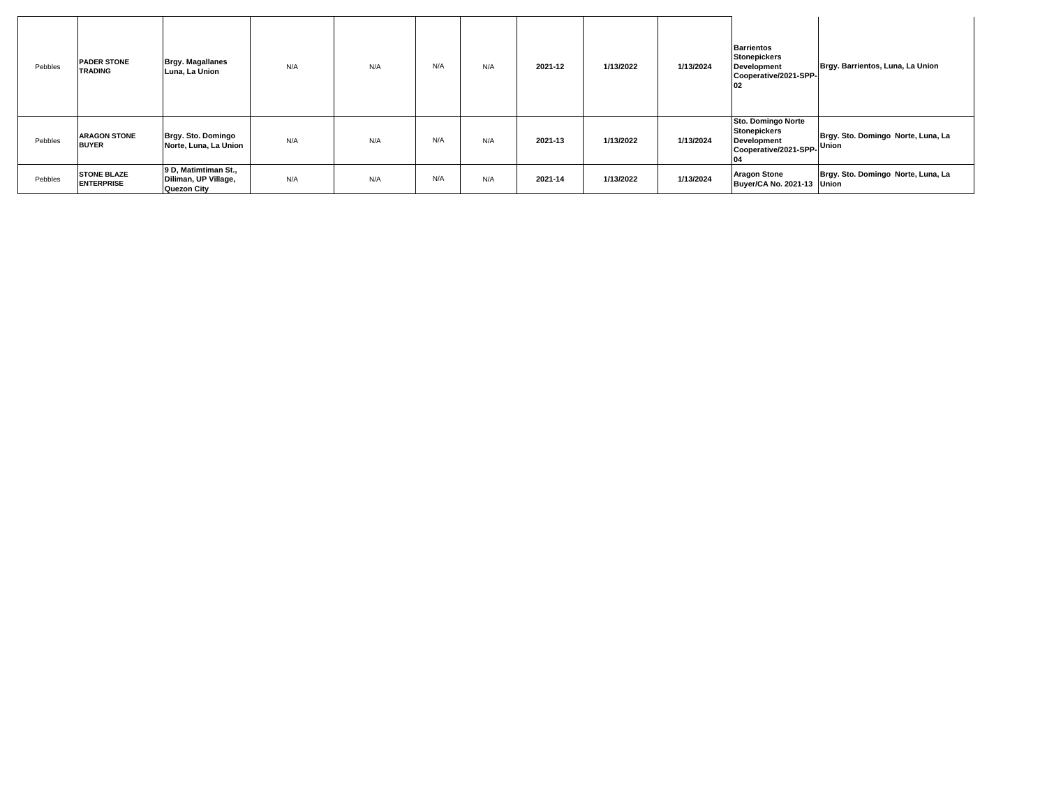| | | | | | | | | | | | |
|---|---|---|---|---|---|---|---|---|---|---|---|
| Pebbles | **PADER STONE TRADING** | **Brgy. Magallanes Luna, La Union** | N/A | N/A | N/A | N/A | **2021-12** | **1/13/2022** | **1/13/2024** | **Barrientos Stonepickers Development Cooperative/2021-SPP-02** | **Brgy. Barrientos, Luna, La Union** |
| Pebbles | **ARAGON STONE BUYER** | **Brgy. Sto. Domingo Norte, Luna, La Union** | N/A | N/A | N/A | N/A | **2021-13** | **1/13/2022** | **1/13/2024** | **Sto. Domingo Norte Stonepickers Development Cooperative/2021-SPP-04** | **Brgy. Sto. Domingo Norte, Luna, La Union** |
| Pebbles | **STONE BLAZE ENTERPRISE** | **9 D, Matimtiman St., Diliman, UP Village, Quezon City** | N/A | N/A | N/A | N/A | **2021-14** | **1/13/2022** | **1/13/2024** | **Aragon Stone Buyer/CA No. 2021-13** | **Brgy. Sto. Domingo Norte, Luna, La Union** |